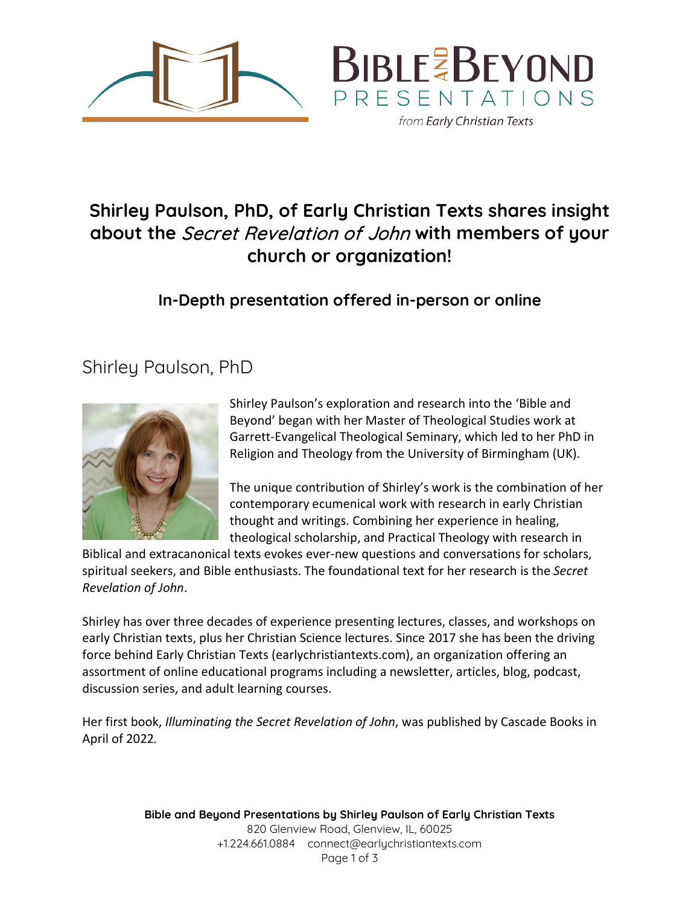BIBLE AND BEYOND PRESENTATIONS

*from Early Christian Texts*

# Shirley Paulson, PhD, of Early Christian Texts shares insight about the *Secret Revelation of John* with members of your church or organization!

### In-Depth presentation offered in-person or online

## Shirley Paulson, PhD

Shirley Paulson's exploration and research into the 'Bible and Beyond' began with her Master of Theological Studies work at Garrett-Evangelical Theological Seminary, which led to her PhD in Religion and Theology from the University of Birmingham (UK).

The unique contribution of Shirley's work is the combination of her contemporary ecumenical work with research in early Christian thought and writings. Combining her experience in healing, theological scholarship, and Practical Theology with research in Biblical and extracanonical texts evokes ever-new questions and conversations for scholars, spiritual seekers, and Bible enthusiasts. The foundational text for her research is the *Secret Revelation of John*.

Shirley has over three decades of experience presenting lectures, classes, and workshops on early Christian texts, plus her Christian Science lectures. Since 2017 she has been the driving force behind Early Christian Texts (earlychristiantexts.com), an organization offering an assortment of online educational programs including a newsletter, articles, blog, podcast, discussion series, and adult learning courses.

Her first book, *Illuminating the Secret Revelation of John*, was published by Cascade Books in April of 2022.

**Bible and Beyond Presentations by Shirley Paulson of Early Christian Texts**
820 Glenview Road, Glenview, IL, 60025
+1.224.661.0884 connect@earlychristiantexts.com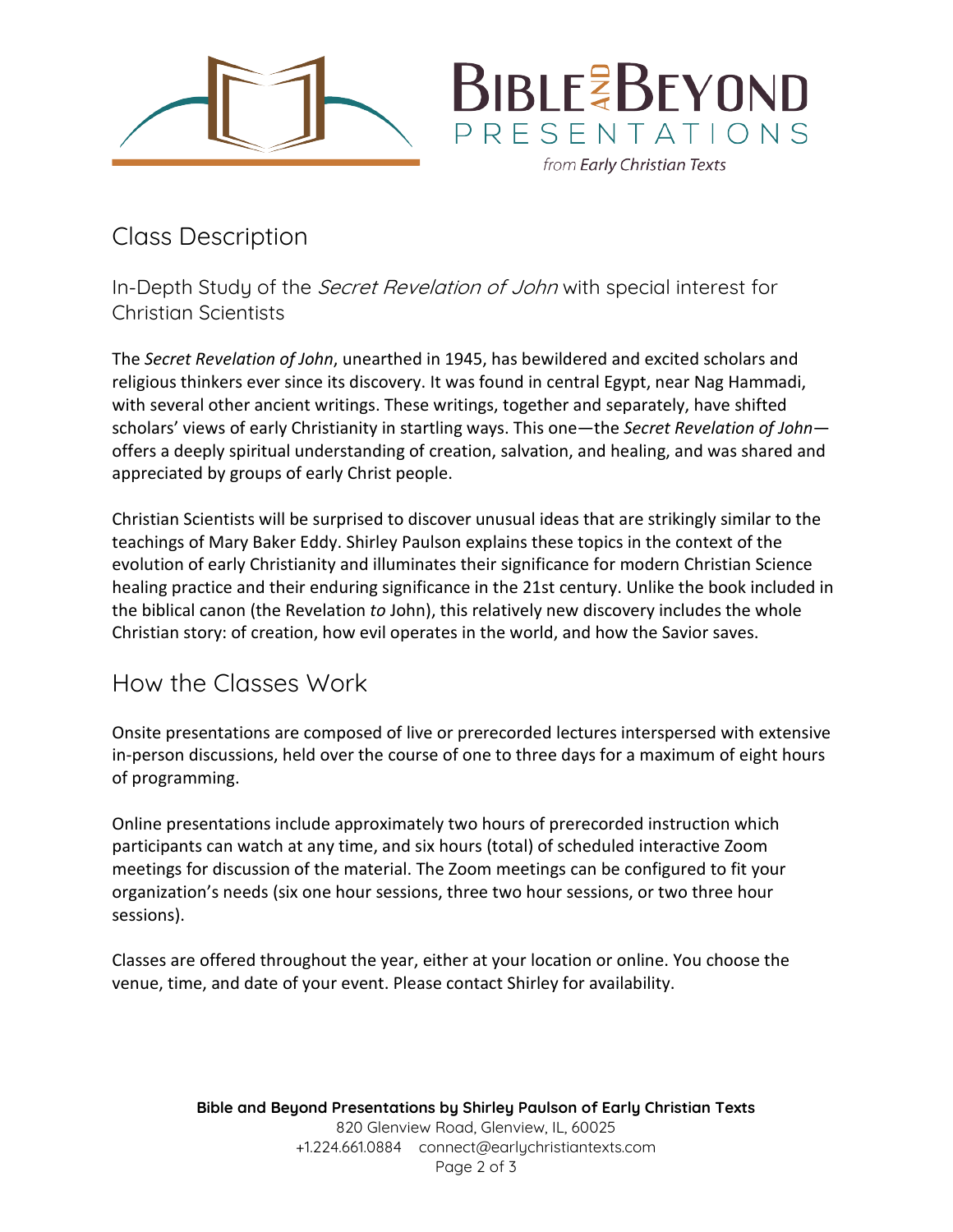# Class Description

## In-Depth Study of the *Secret Revelation of John* with special interest for Christian Scientists

The *Secret Revelation of John*, unearthed in 1945, has bewildered and excited scholars and religious thinkers ever since its discovery. It was found in central Egypt, near Nag Hammadi, with several other ancient writings. These writings, together and separately, have shifted scholars' views of early Christianity in startling ways. This one—the *Secret Revelation of John*—offers a deeply spiritual understanding of creation, salvation, and healing, and was shared and appreciated by groups of early Christ people.

Christian Scientists will be surprised to discover unusual ideas that are strikingly similar to the teachings of Mary Baker Eddy. Shirley Paulson explains these topics in the context of the evolution of early Christianity and illuminates their significance for modern Christian Science healing practice and their enduring significance in the 21st century. Unlike the book included in the biblical canon (the Revelation *to* John), this relatively new discovery includes the whole Christian story: of creation, how evil operates in the world, and how the Savior saves.

# How the Classes Work

Onsite presentations are composed of live or prerecorded lectures interspersed with extensive in-person discussions, held over the course of one to three days for a maximum of eight hours of programming.

Online presentations include approximately two hours of prerecorded instruction which participants can watch at any time, and six hours (total) of scheduled interactive Zoom meetings for discussion of the material. The Zoom meetings can be configured to fit your organization's needs (six one hour sessions, three two hour sessions, or two three hour sessions).

Classes are offered throughout the year, either at your location or online. You choose the venue, time, and date of your event. Please contact Shirley for availability.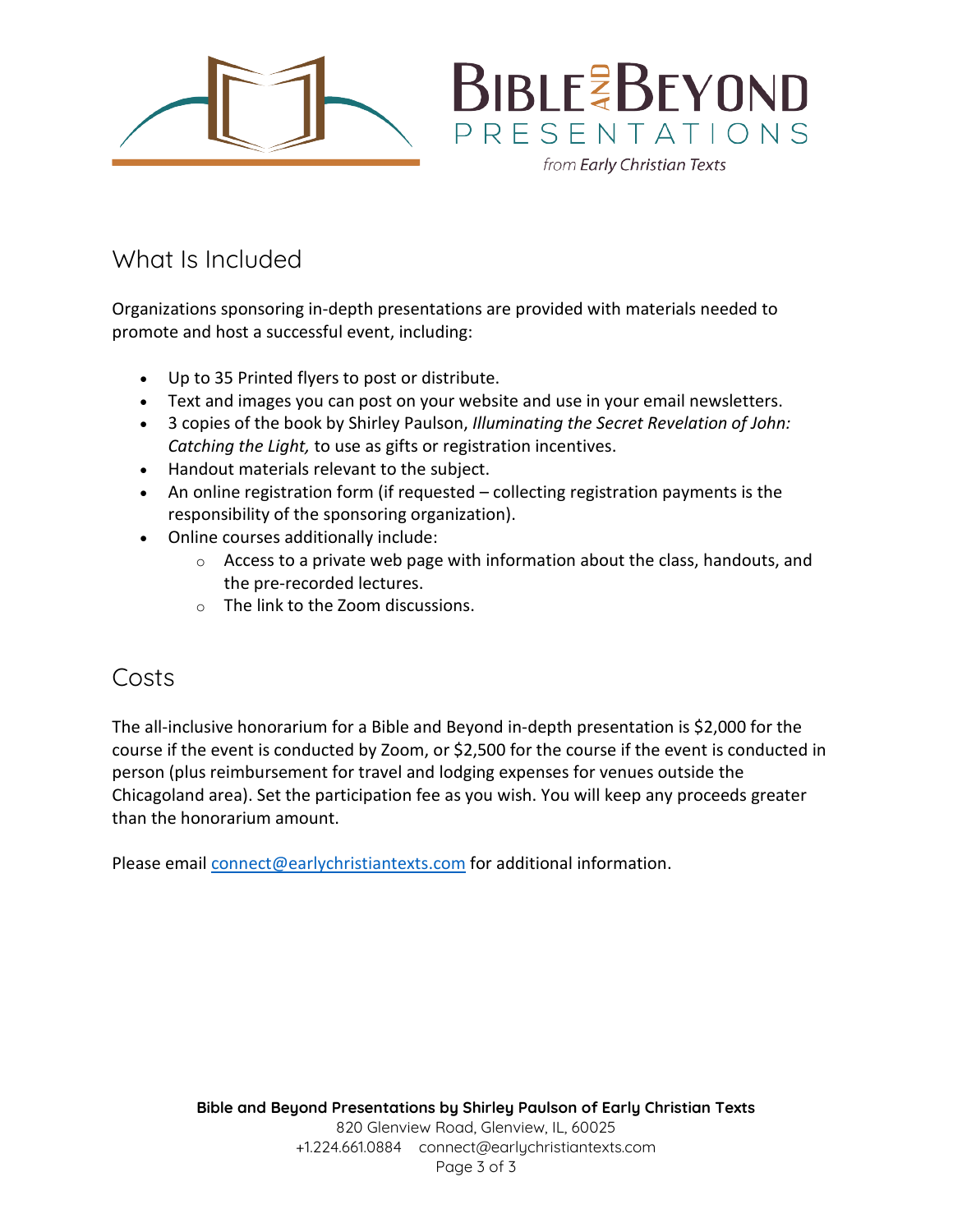## What Is Included

Organizations sponsoring in-depth presentations are provided with materials needed to promote and host a successful event, including:

- Up to 35 Printed flyers to post or distribute.
- Text and images you can post on your website and use in your email newsletters.
- 3 copies of the book by Shirley Paulson, *Illuminating the Secret Revelation of John: Catching the Light,* to use as gifts or registration incentives.
- Handout materials relevant to the subject.
- An online registration form (if requested – collecting registration payments is the responsibility of the sponsoring organization).
- Online courses additionally include:
    - Access to a private web page with information about the class, handouts, and the pre-recorded lectures.
    - The link to the Zoom discussions.

## Costs

The all-inclusive honorarium for a Bible and Beyond in-depth presentation is $2,000 for the course if the event is conducted by Zoom, or $2,500 for the course if the event is conducted in person (plus reimbursement for travel and lodging expenses for venues outside the Chicagoland area). Set the participation fee as you wish. You will keep any proceeds greater than the honorarium amount.

Please email connect@earlychristiantexts.com for additional information.